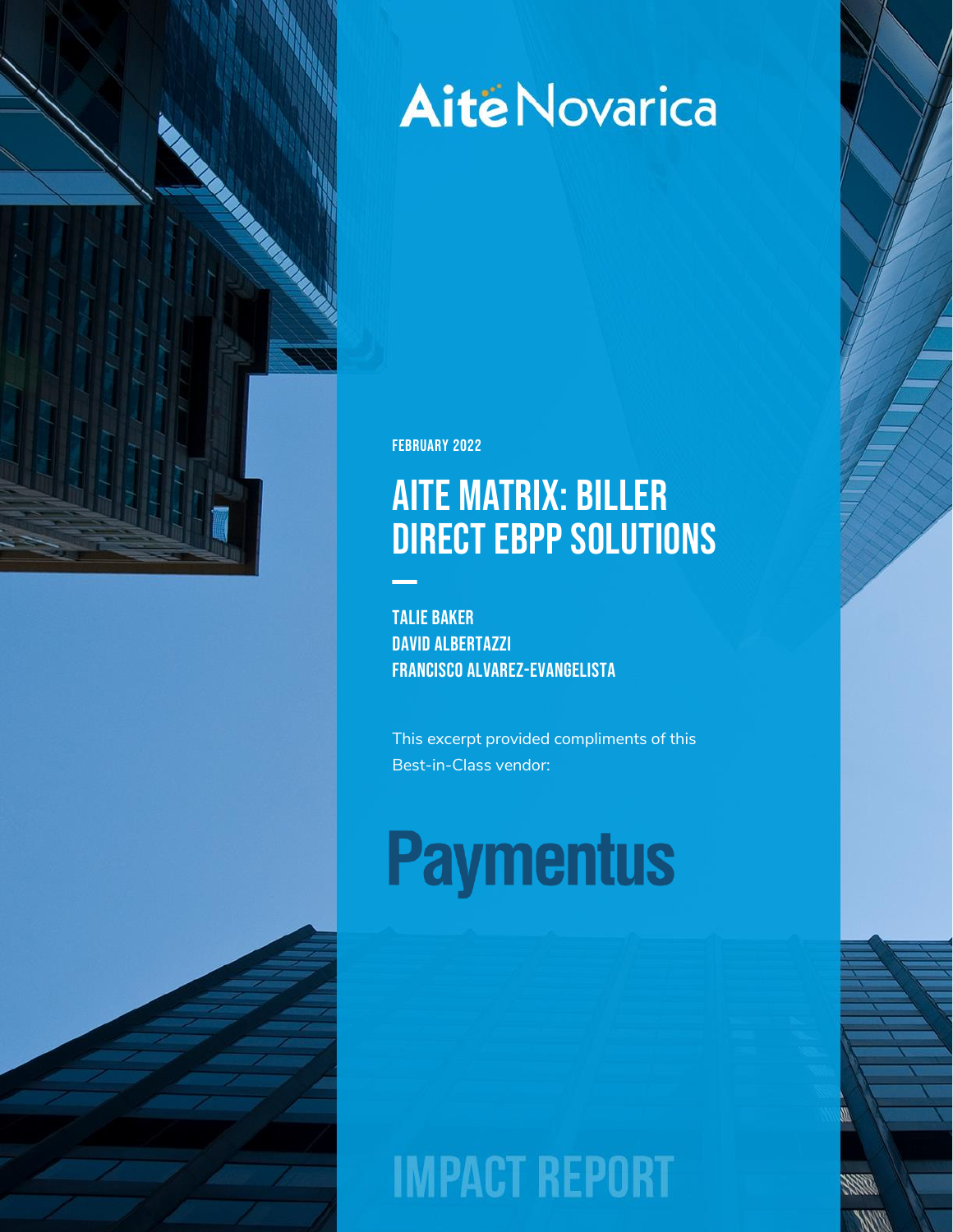Aite Novarica

FEBRUARY 2022

# AITE MATRIX: BILLER DIRECT EBPP SOLUTIONS

TALIE BAKER
DAVID ALBERTAZZI
FRANCISCO ALVAREZ-EVANGELISTA

This excerpt provided compliments of this Best-in-Class vendor:

Paymentus

IMPACT REPORT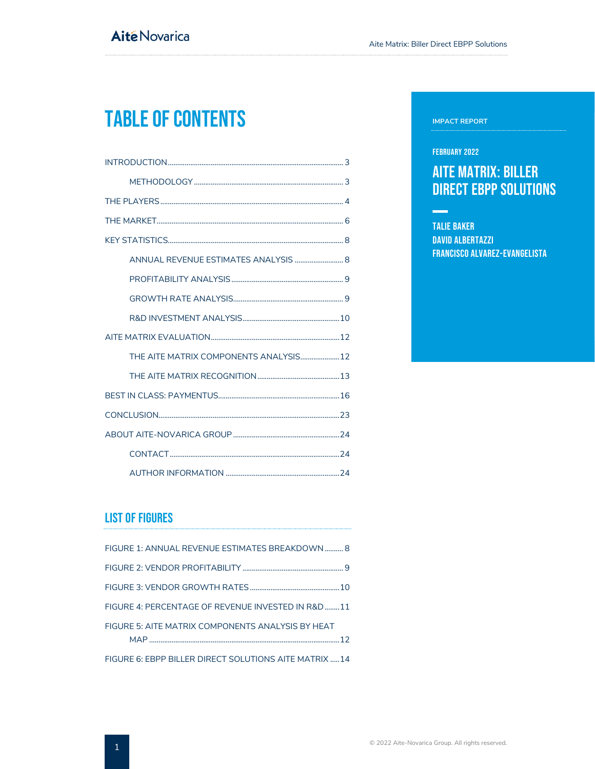# TABLE OF CONTENTS

INTRODUCTION ........ 3

- METHODOLOGY ........ 3

THE PLAYERS ........ 4

THE MARKET ........ 6

KEY STATISTICS ........ 8

- ANNUAL REVENUE ESTIMATES ANALYSIS ........ 8
- PROFITABILITY ANALYSIS ........ 9
- GROWTH RATE ANALYSIS ........ 9
- R&D INVESTMENT ANALYSIS ........ 10

AITE MATRIX EVALUATION ........ 12

- THE AITE MATRIX COMPONENTS ANALYSIS ........ 12
- THE AITE MATRIX RECOGNITION ........ 13

BEST IN CLASS: PAYMENTUS ........ 16

CONCLUSION ........ 23

ABOUT AITE-NOVARICA GROUP ........ 24

- CONTACT ........ 24
- AUTHOR INFORMATION ........ 24

## LIST OF FIGURES

FIGURE 1: ANNUAL REVENUE ESTIMATES BREAKDOWN ........ 8

FIGURE 2: VENDOR PROFITABILITY ........ 9

FIGURE 3: VENDOR GROWTH RATES ........ 10

FIGURE 4: PERCENTAGE OF REVENUE INVESTED IN R&D ........ 11

FIGURE 5: AITE MATRIX COMPONENTS ANALYSIS BY HEAT MAP ........ 12

FIGURE 6: EBPP BILLER DIRECT SOLUTIONS AITE MATRIX ........ 14

IMPACT REPORT

FEBRUARY 2022

## AITE MATRIX: BILLER DIRECT EBPP SOLUTIONS

TALIE BAKER
DAVID ALBERTAZZI
FRANCISCO ALVAREZ-EVANGELISTA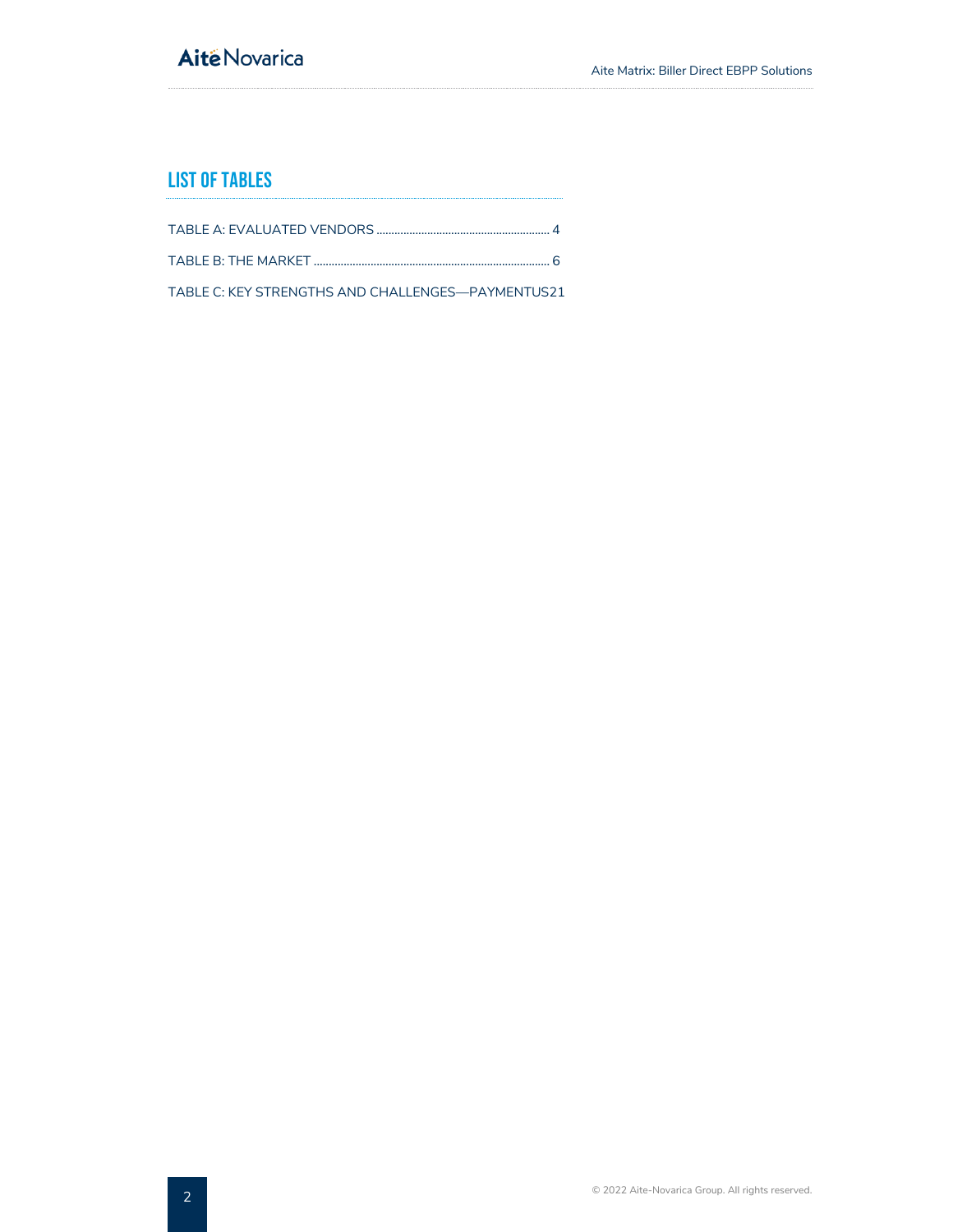## LIST OF TABLES

TABLE A: EVALUATED VENDORS ........................................................ 4

TABLE B: THE MARKET ............................................................................ 6

TABLE C: KEY STRENGTHS AND CHALLENGES—PAYMENTUS21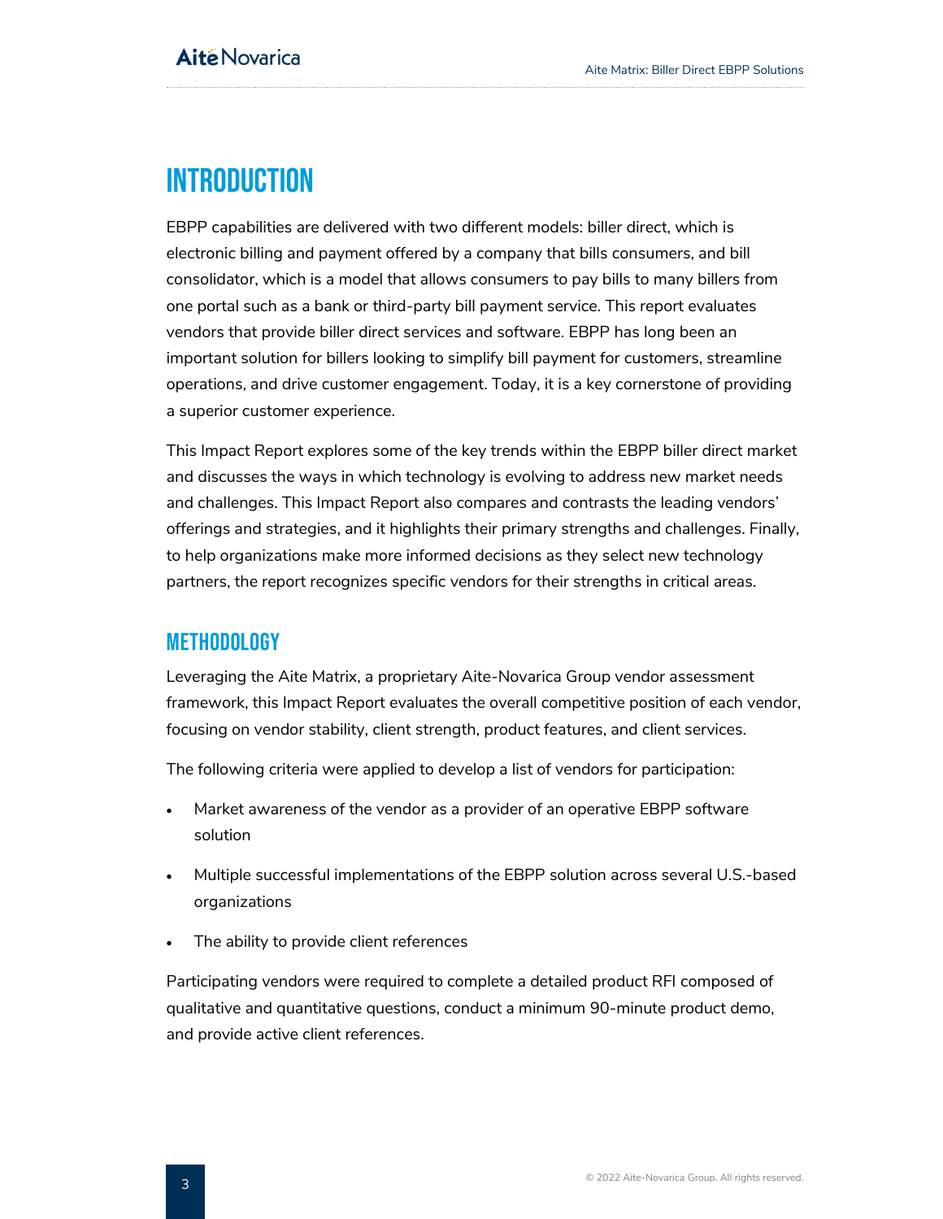# INTRODUCTION

EBPP capabilities are delivered with two different models: biller direct, which is electronic billing and payment offered by a company that bills consumers, and bill consolidator, which is a model that allows consumers to pay bills to many billers from one portal such as a bank or third-party bill payment service. This report evaluates vendors that provide biller direct services and software. EBPP has long been an important solution for billers looking to simplify bill payment for customers, streamline operations, and drive customer engagement. Today, it is a key cornerstone of providing a superior customer experience.

This Impact Report explores some of the key trends within the EBPP biller direct market and discusses the ways in which technology is evolving to address new market needs and challenges. This Impact Report also compares and contrasts the leading vendors' offerings and strategies, and it highlights their primary strengths and challenges. Finally, to help organizations make more informed decisions as they select new technology partners, the report recognizes specific vendors for their strengths in critical areas.

## METHODOLOGY

Leveraging the Aite Matrix, a proprietary Aite-Novarica Group vendor assessment framework, this Impact Report evaluates the overall competitive position of each vendor, focusing on vendor stability, client strength, product features, and client services.

The following criteria were applied to develop a list of vendors for participation:

- Market awareness of the vendor as a provider of an operative EBPP software solution
- Multiple successful implementations of the EBPP solution across several U.S.-based organizations
- The ability to provide client references

Participating vendors were required to complete a detailed product RFI composed of qualitative and quantitative questions, conduct a minimum 90-minute product demo, and provide active client references.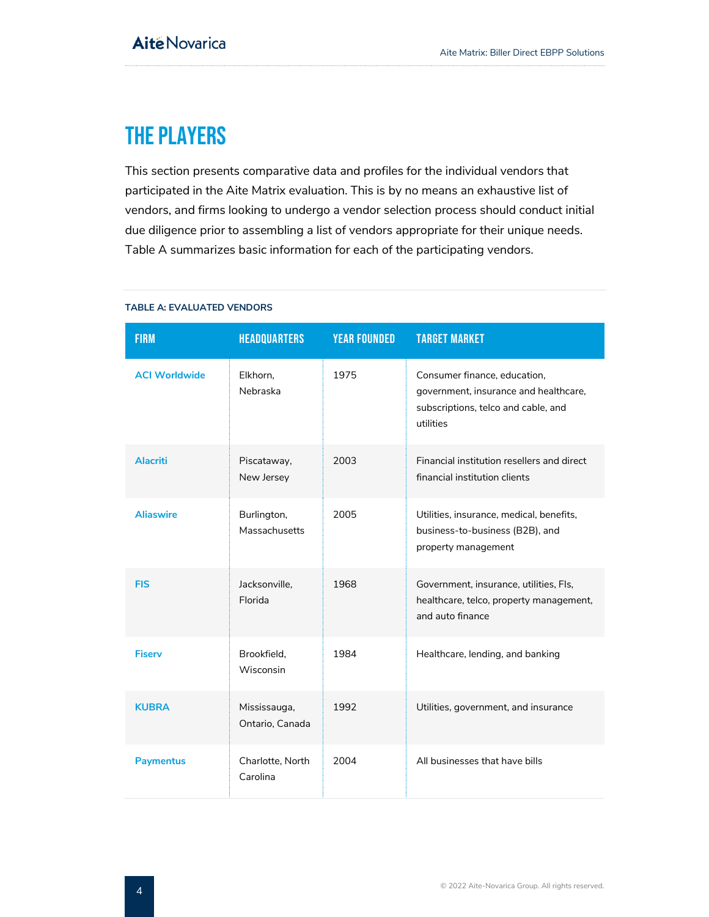# THE PLAYERS

This section presents comparative data and profiles for the individual vendors that participated in the Aite Matrix evaluation. This is by no means an exhaustive list of vendors, and firms looking to undergo a vendor selection process should conduct initial due diligence prior to assembling a list of vendors appropriate for their unique needs. Table A summarizes basic information for each of the participating vendors.

**TABLE A: EVALUATED VENDORS**

| FIRM | HEADQUARTERS | YEAR FOUNDED | TARGET MARKET |
|---|---|---|---|
| ACI Worldwide | Elkhorn, Nebraska | 1975 | Consumer finance, education, government, insurance and healthcare, subscriptions, telco and cable, and utilities |
| Alacriti | Piscataway, New Jersey | 2003 | Financial institution resellers and direct financial institution clients |
| Aliaswire | Burlington, Massachusetts | 2005 | Utilities, insurance, medical, benefits, business-to-business (B2B), and property management |
| FIS | Jacksonville, Florida | 1968 | Government, insurance, utilities, FIs, healthcare, telco, property management, and auto finance |
| Fiserv | Brookfield, Wisconsin | 1984 | Healthcare, lending, and banking |
| KUBRA | Mississauga, Ontario, Canada | 1992 | Utilities, government, and insurance |
| Paymentus | Charlotte, North Carolina | 2004 | All businesses that have bills |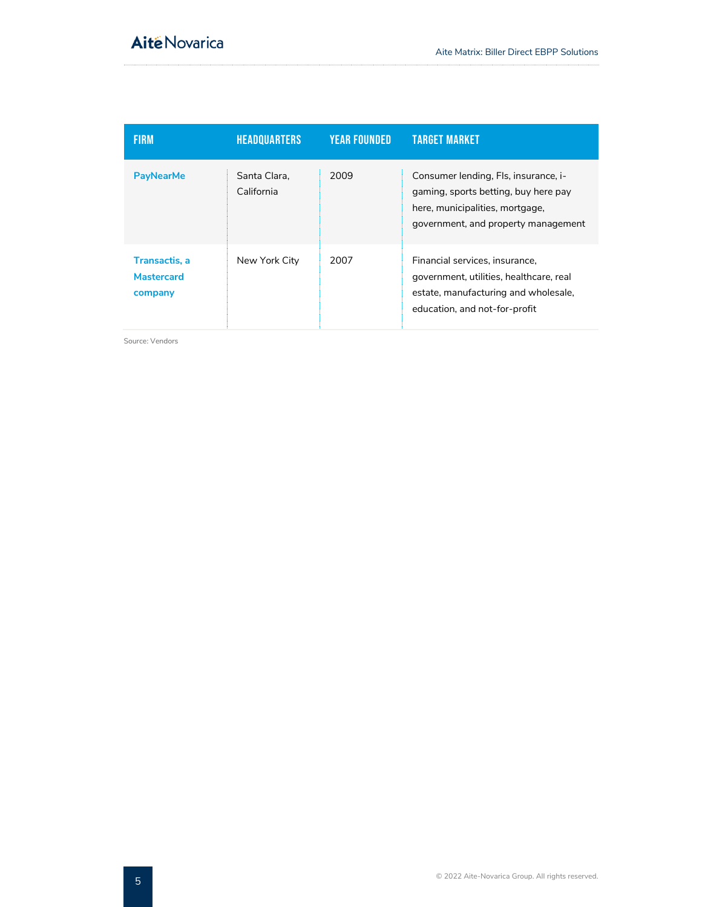| FIRM | HEADQUARTERS | YEAR FOUNDED | TARGET MARKET |
|---|---|---|---|
| PayNearMe | Santa Clara, California | 2009 | Consumer lending, FIs, insurance, i-gaming, sports betting, buy here pay here, municipalities, mortgage, government, and property management |
| Transactis, a Mastercard company | New York City | 2007 | Financial services, insurance, government, utilities, healthcare, real estate, manufacturing and wholesale, education, and not-for-profit |

Source: Vendors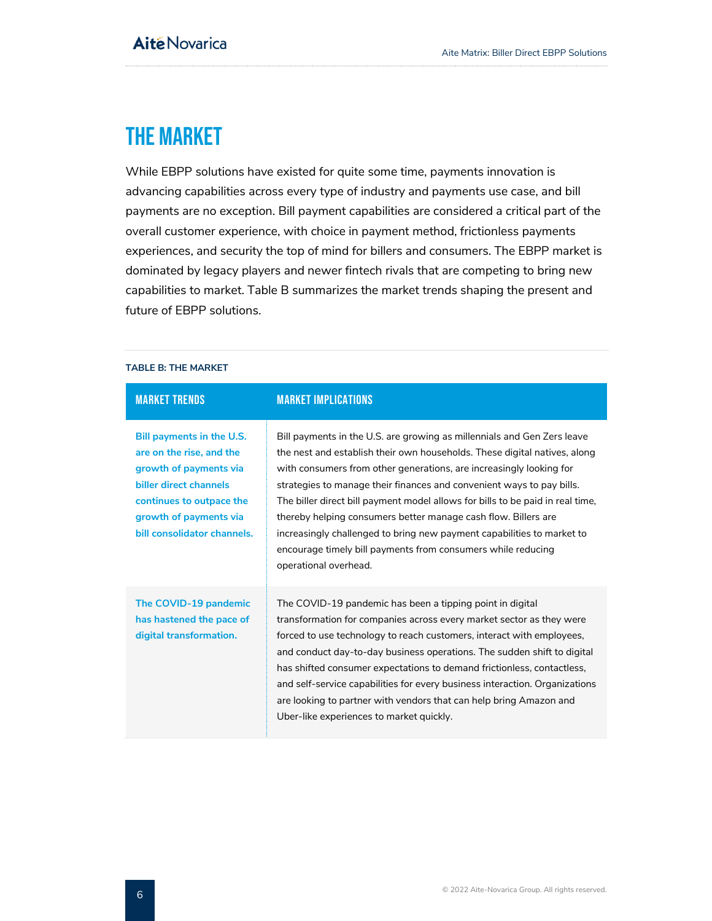# THE MARKET

While EBPP solutions have existed for quite some time, payments innovation is advancing capabilities across every type of industry and payments use case, and bill payments are no exception. Bill payment capabilities are considered a critical part of the overall customer experience, with choice in payment method, frictionless payments experiences, and security the top of mind for billers and consumers. The EBPP market is dominated by legacy players and newer fintech rivals that are competing to bring new capabilities to market. Table B summarizes the market trends shaping the present and future of EBPP solutions.

**TABLE B: THE MARKET**

| MARKET TRENDS | MARKET IMPLICATIONS |
|---|---|
| **Bill payments in the U.S. are on the rise, and the growth of payments via biller direct channels continues to outpace the growth of payments via bill consolidator channels.** | Bill payments in the U.S. are growing as millennials and Gen Zers leave the nest and establish their own households. These digital natives, along with consumers from other generations, are increasingly looking for strategies to manage their finances and convenient ways to pay bills. The biller direct bill payment model allows for bills to be paid in real time, thereby helping consumers better manage cash flow. Billers are increasingly challenged to bring new payment capabilities to market to encourage timely bill payments from consumers while reducing operational overhead. |
| **The COVID-19 pandemic has hastened the pace of digital transformation.** | The COVID-19 pandemic has been a tipping point in digital transformation for companies across every market sector as they were forced to use technology to reach customers, interact with employees, and conduct day-to-day business operations. The sudden shift to digital has shifted consumer expectations to demand frictionless, contactless, and self-service capabilities for every business interaction. Organizations are looking to partner with vendors that can help bring Amazon and Uber-like experiences to market quickly. |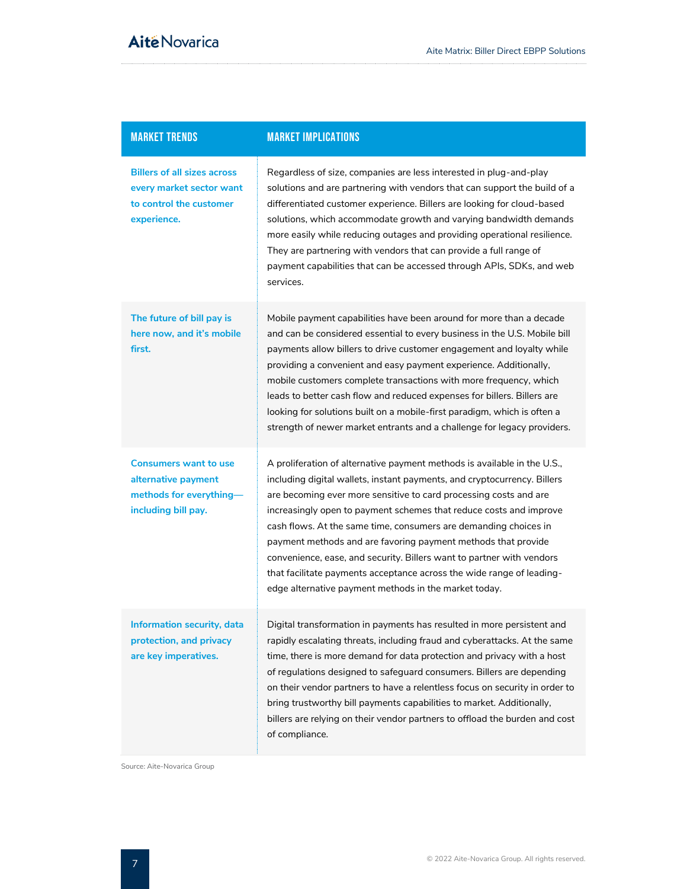| MARKET TRENDS | MARKET IMPLICATIONS |
|---|---|
| **Billers of all sizes across every market sector want to control the customer experience.** | Regardless of size, companies are less interested in plug-and-play solutions and are partnering with vendors that can support the build of a differentiated customer experience. Billers are looking for cloud-based solutions, which accommodate growth and varying bandwidth demands more easily while reducing outages and providing operational resilience. They are partnering with vendors that can provide a full range of payment capabilities that can be accessed through APIs, SDKs, and web services. |
| **The future of bill pay is here now, and it's mobile first.** | Mobile payment capabilities have been around for more than a decade and can be considered essential to every business in the U.S. Mobile bill payments allow billers to drive customer engagement and loyalty while providing a convenient and easy payment experience. Additionally, mobile customers complete transactions with more frequency, which leads to better cash flow and reduced expenses for billers. Billers are looking for solutions built on a mobile-first paradigm, which is often a strength of newer market entrants and a challenge for legacy providers. |
| **Consumers want to use alternative payment methods for everything—including bill pay.** | A proliferation of alternative payment methods is available in the U.S., including digital wallets, instant payments, and cryptocurrency. Billers are becoming ever more sensitive to card processing costs and are increasingly open to payment schemes that reduce costs and improve cash flows. At the same time, consumers are demanding choices in payment methods and are favoring payment methods that provide convenience, ease, and security. Billers want to partner with vendors that facilitate payments acceptance across the wide range of leading-edge alternative payment methods in the market today. |
| **Information security, data protection, and privacy are key imperatives.** | Digital transformation in payments has resulted in more persistent and rapidly escalating threats, including fraud and cyberattacks. At the same time, there is more demand for data protection and privacy with a host of regulations designed to safeguard consumers. Billers are depending on their vendor partners to have a relentless focus on security in order to bring trustworthy bill payments capabilities to market. Additionally, billers are relying on their vendor partners to offload the burden and cost of compliance. |

Source: Aite-Novarica Group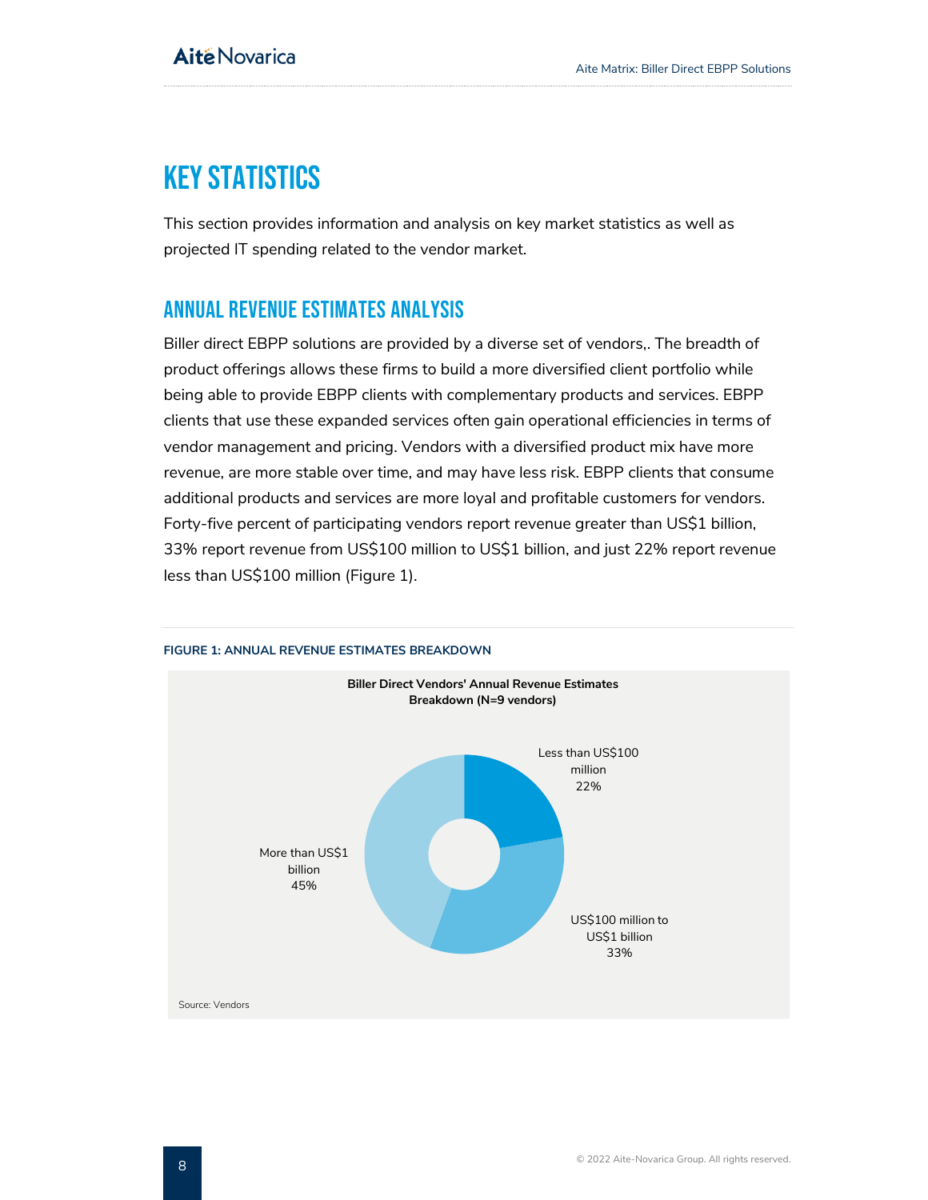# KEY STATISTICS

This section provides information and analysis on key market statistics as well as projected IT spending related to the vendor market.

## ANNUAL REVENUE ESTIMATES ANALYSIS

Biller direct EBPP solutions are provided by a diverse set of vendors,. The breadth of product offerings allows these firms to build a more diversified client portfolio while being able to provide EBPP clients with complementary products and services. EBPP clients that use these expanded services often gain operational efficiencies in terms of vendor management and pricing. Vendors with a diversified product mix have more revenue, are more stable over time, and may have less risk. EBPP clients that consume additional products and services are more loyal and profitable customers for vendors. Forty-five percent of participating vendors report revenue greater than US$1 billion, 33% report revenue from US$100 million to US$1 billion, and just 22% report revenue less than US$100 million (Figure 1).

**FIGURE 1: ANNUAL REVENUE ESTIMATES BREAKDOWN**

**Biller Direct Vendors' Annual Revenue Estimates Breakdown (N=9 vendors)**

| Category | Share |
| --- | --- |
| Less than US$100 million | 22% |
| US$100 million to US$1 billion | 33% |
| More than US$1 billion | 45% |

Source: Vendors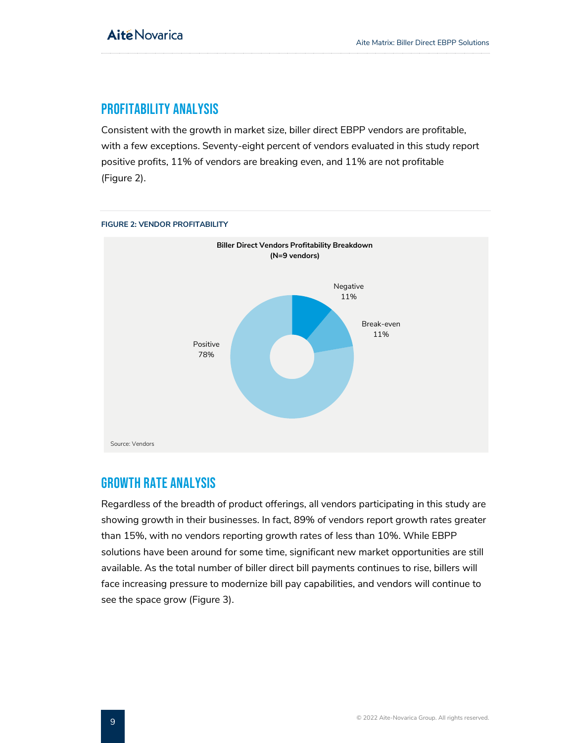## PROFITABILITY ANALYSIS

Consistent with the growth in market size, biller direct EBPP vendors are profitable, with a few exceptions. Seventy-eight percent of vendors evaluated in this study report positive profits, 11% of vendors are breaking even, and 11% are not profitable (Figure 2).

**FIGURE 2: VENDOR PROFITABILITY**

**Biller Direct Vendors Profitability Breakdown (N=9 vendors)**

| Profitability | Share |
|---|---|
| Negative | 11% |
| Break-even | 11% |
| Positive | 78% |

Source: Vendors

## GROWTH RATE ANALYSIS

Regardless of the breadth of product offerings, all vendors participating in this study are showing growth in their businesses. In fact, 89% of vendors report growth rates greater than 15%, with no vendors reporting growth rates of less than 10%. While EBPP solutions have been around for some time, significant new market opportunities are still available. As the total number of biller direct bill payments continues to rise, billers will face increasing pressure to modernize bill pay capabilities, and vendors will continue to see the space grow (Figure 3).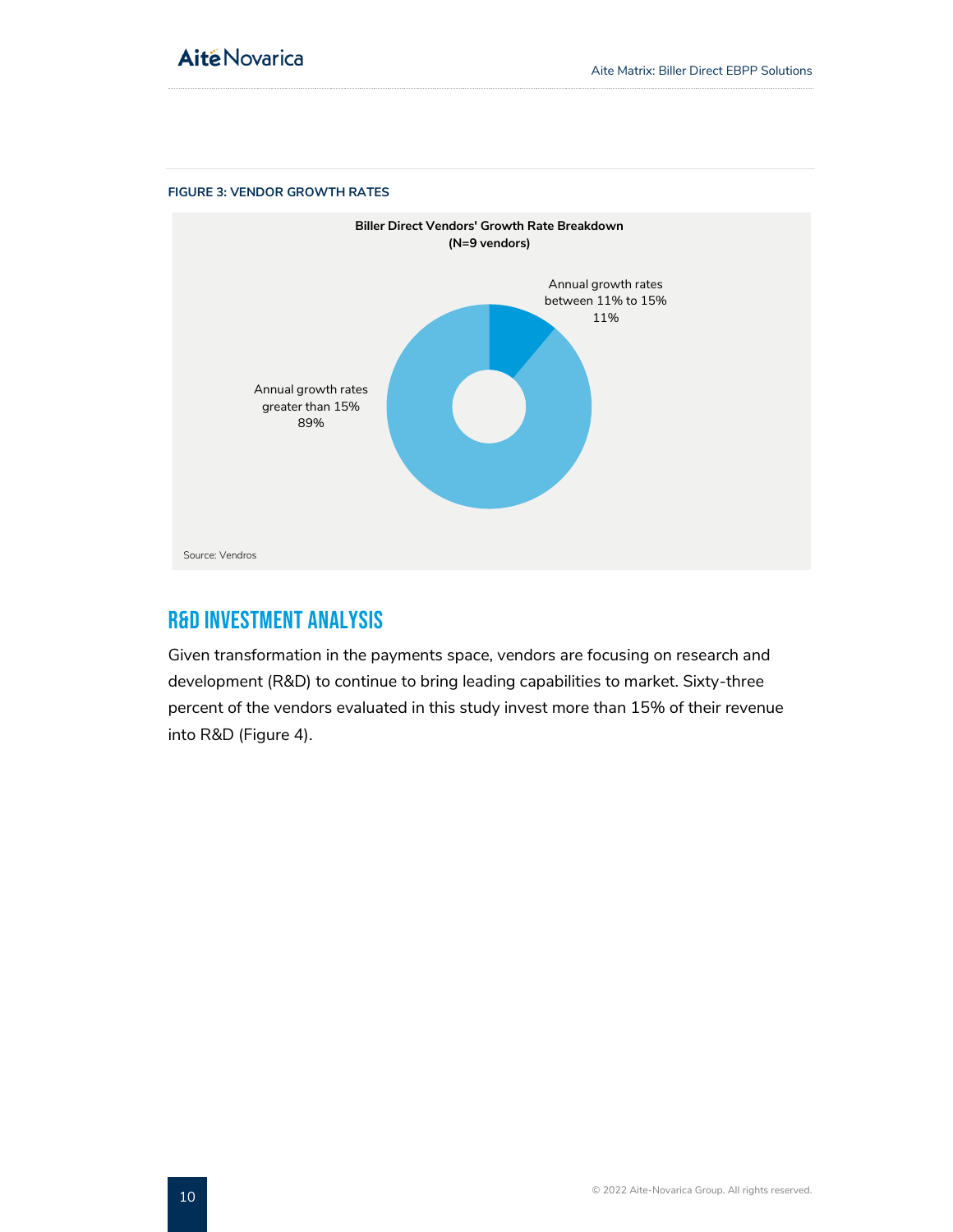**FIGURE 3: VENDOR GROWTH RATES**

**Biller Direct Vendors' Growth Rate Breakdown (N=9 vendors)**

Annual growth rates between 11% to 15%
11%

Annual growth rates greater than 15%
89%

Source: Vendros

## R&D INVESTMENT ANALYSIS

Given transformation in the payments space, vendors are focusing on research and development (R&D) to continue to bring leading capabilities to market. Sixty-three percent of the vendors evaluated in this study invest more than 15% of their revenue into R&D (Figure 4).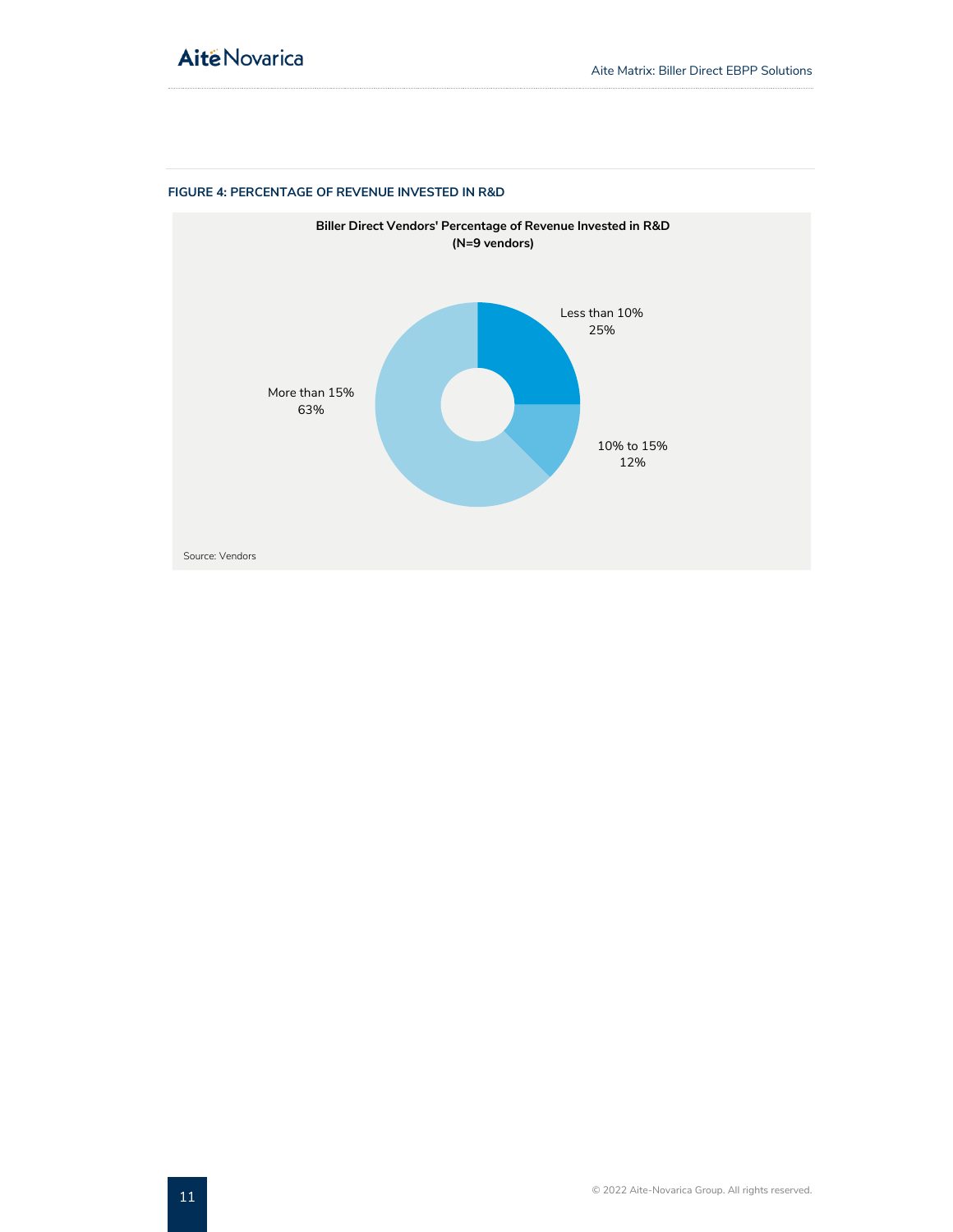**FIGURE 4: PERCENTAGE OF REVENUE INVESTED IN R&D**

**Biller Direct Vendors' Percentage of Revenue Invested in R&D (N=9 vendors)**

| Percentage of revenue invested in R&D | Share of vendors |
|---|---|
| Less than 10% | 25% |
| 10% to 15% | 12% |
| More than 15% | 63% |

Source: Vendors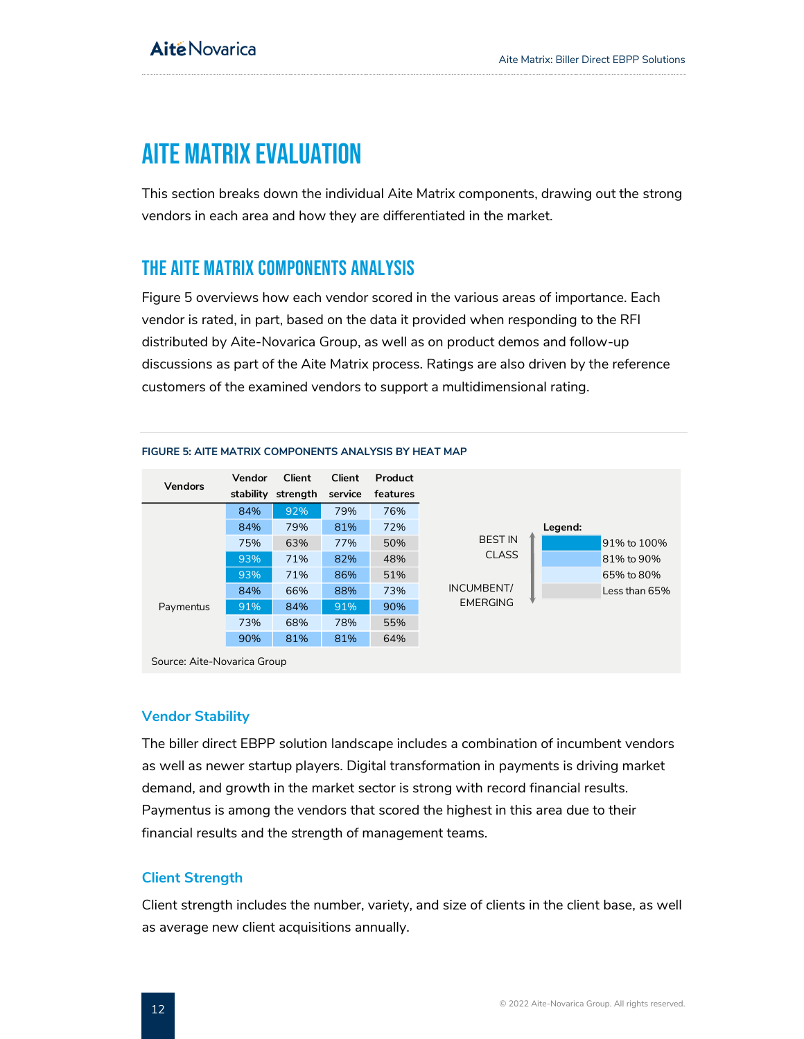# AITE MATRIX EVALUATION

This section breaks down the individual Aite Matrix components, drawing out the strong vendors in each area and how they are differentiated in the market.

## THE AITE MATRIX COMPONENTS ANALYSIS

Figure 5 overviews how each vendor scored in the various areas of importance. Each vendor is rated, in part, based on the data it provided when responding to the RFI distributed by Aite-Novarica Group, as well as on product demos and follow-up discussions as part of the Aite Matrix process. Ratings are also driven by the reference customers of the examined vendors to support a multidimensional rating.

**FIGURE 5: AITE MATRIX COMPONENTS ANALYSIS BY HEAT MAP**

| Vendors | Vendor stability | Client strength | Client service | Product features |
|---|---|---|---|---|
| | 84% | 92% | 79% | 76% |
| | 84% | 79% | 81% | 72% |
| | 75% | 63% | 77% | 50% |
| | 93% | 71% | 82% | 48% |
| | 93% | 71% | 86% | 51% |
| | 84% | 66% | 88% | 73% |
| Paymentus | 91% | 84% | 91% | 90% |
| | 73% | 68% | 78% | 55% |
| | 90% | 81% | 81% | 64% |

Legend (BEST IN CLASS to INCUMBENT/EMERGING):
- 91% to 100%
- 81% to 90%
- 65% to 80%
- Less than 65%

Source: Aite-Novarica Group

### Vendor Stability

The biller direct EBPP solution landscape includes a combination of incumbent vendors as well as newer startup players. Digital transformation in payments is driving market demand, and growth in the market sector is strong with record financial results. Paymentus is among the vendors that scored the highest in this area due to their financial results and the strength of management teams.

### Client Strength

Client strength includes the number, variety, and size of clients in the client base, as well as average new client acquisitions annually.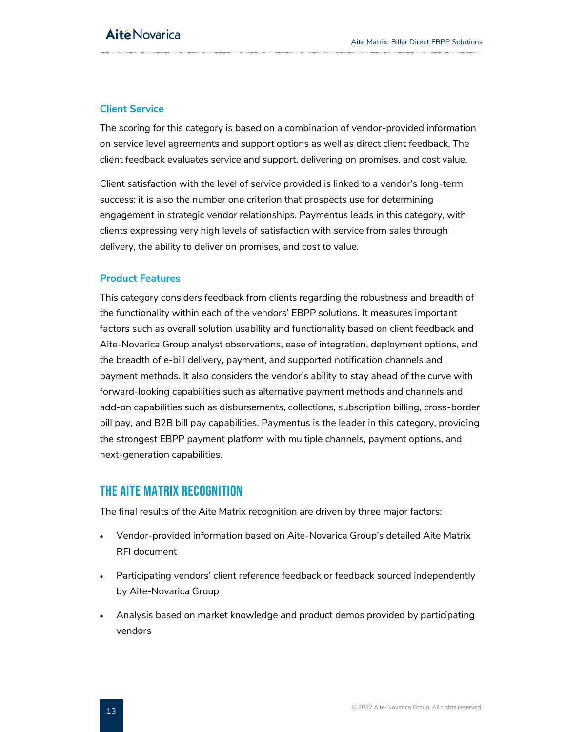### Client Service

The scoring for this category is based on a combination of vendor-provided information on service level agreements and support options as well as direct client feedback. The client feedback evaluates service and support, delivering on promises, and cost value.

Client satisfaction with the level of service provided is linked to a vendor's long-term success; it is also the number one criterion that prospects use for determining engagement in strategic vendor relationships. Paymentus leads in this category, with clients expressing very high levels of satisfaction with service from sales through delivery, the ability to deliver on promises, and cost to value.

### Product Features

This category considers feedback from clients regarding the robustness and breadth of the functionality within each of the vendors' EBPP solutions. It measures important factors such as overall solution usability and functionality based on client feedback and Aite-Novarica Group analyst observations, ease of integration, deployment options, and the breadth of e-bill delivery, payment, and supported notification channels and payment methods. It also considers the vendor's ability to stay ahead of the curve with forward-looking capabilities such as alternative payment methods and channels and add-on capabilities such as disbursements, collections, subscription billing, cross-border bill pay, and B2B bill pay capabilities. Paymentus is the leader in this category, providing the strongest EBPP payment platform with multiple channels, payment options, and next-generation capabilities.

## THE AITE MATRIX RECOGNITION

The final results of the Aite Matrix recognition are driven by three major factors:

- Vendor-provided information based on Aite-Novarica Group's detailed Aite Matrix RFI document
- Participating vendors' client reference feedback or feedback sourced independently by Aite-Novarica Group
- Analysis based on market knowledge and product demos provided by participating vendors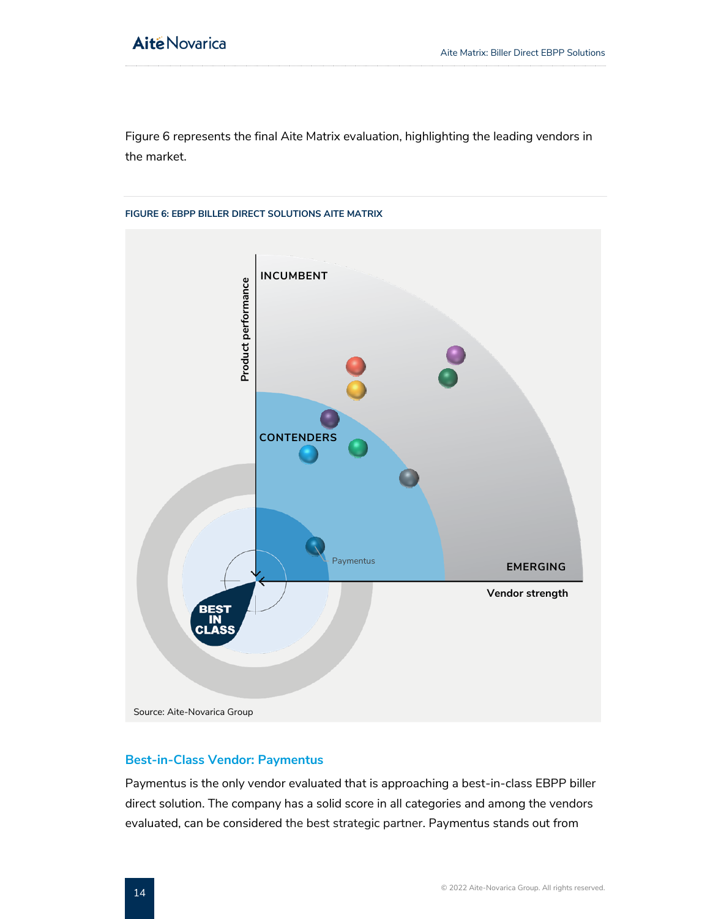Figure 6 represents the final Aite Matrix evaluation, highlighting the leading vendors in the market.

**FIGURE 6: EBPP BILLER DIRECT SOLUTIONS AITE MATRIX**

INCUMBENT

CONTENDERS

EMERGING

BEST IN CLASS

Product performance

Vendor strength

Paymentus

Source: Aite-Novarica Group

## Best-in-Class Vendor: Paymentus

Paymentus is the only vendor evaluated that is approaching a best-in-class EBPP biller direct solution. The company has a solid score in all categories and among the vendors evaluated, can be considered the best strategic partner. Paymentus stands out from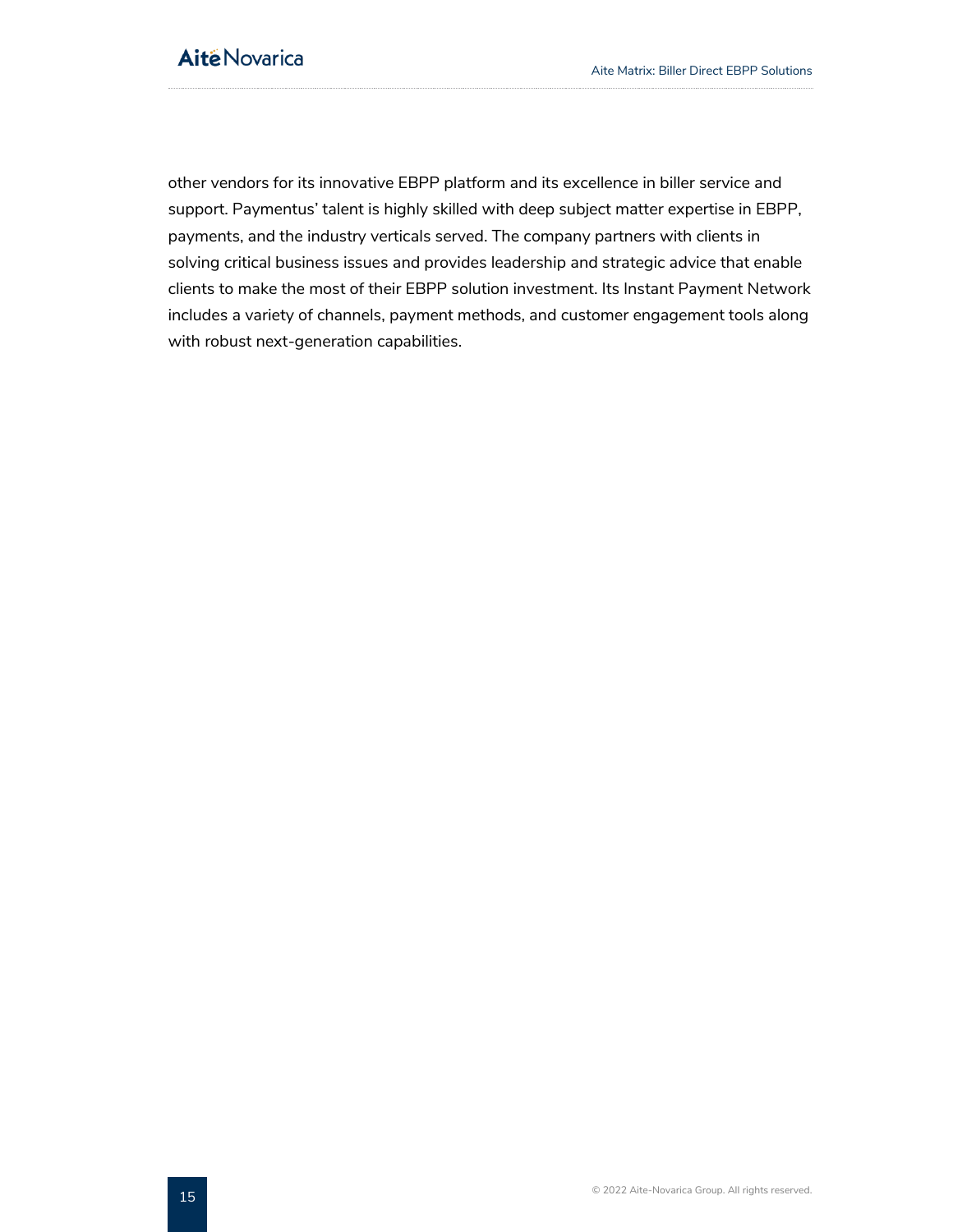other vendors for its innovative EBPP platform and its excellence in biller service and support. Paymentus' talent is highly skilled with deep subject matter expertise in EBPP, payments, and the industry verticals served. The company partners with clients in solving critical business issues and provides leadership and strategic advice that enable clients to make the most of their EBPP solution investment. Its Instant Payment Network includes a variety of channels, payment methods, and customer engagement tools along with robust next-generation capabilities.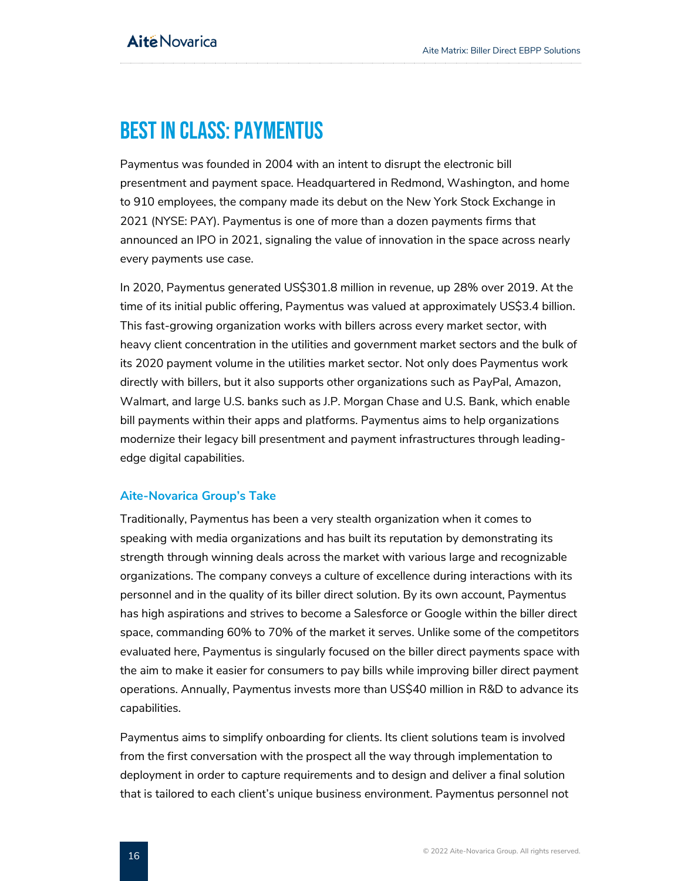# BEST IN CLASS: PAYMENTUS

Paymentus was founded in 2004 with an intent to disrupt the electronic bill presentment and payment space. Headquartered in Redmond, Washington, and home to 910 employees, the company made its debut on the New York Stock Exchange in 2021 (NYSE: PAY). Paymentus is one of more than a dozen payments firms that announced an IPO in 2021, signaling the value of innovation in the space across nearly every payments use case.

In 2020, Paymentus generated US$301.8 million in revenue, up 28% over 2019. At the time of its initial public offering, Paymentus was valued at approximately US$3.4 billion. This fast-growing organization works with billers across every market sector, with heavy client concentration in the utilities and government market sectors and the bulk of its 2020 payment volume in the utilities market sector. Not only does Paymentus work directly with billers, but it also supports other organizations such as PayPal, Amazon, Walmart, and large U.S. banks such as J.P. Morgan Chase and U.S. Bank, which enable bill payments within their apps and platforms. Paymentus aims to help organizations modernize their legacy bill presentment and payment infrastructures through leading-edge digital capabilities.

### Aite-Novarica Group's Take

Traditionally, Paymentus has been a very stealth organization when it comes to speaking with media organizations and has built its reputation by demonstrating its strength through winning deals across the market with various large and recognizable organizations. The company conveys a culture of excellence during interactions with its personnel and in the quality of its biller direct solution. By its own account, Paymentus has high aspirations and strives to become a Salesforce or Google within the biller direct space, commanding 60% to 70% of the market it serves. Unlike some of the competitors evaluated here, Paymentus is singularly focused on the biller direct payments space with the aim to make it easier for consumers to pay bills while improving biller direct payment operations. Annually, Paymentus invests more than US$40 million in R&D to advance its capabilities.

Paymentus aims to simplify onboarding for clients. Its client solutions team is involved from the first conversation with the prospect all the way through implementation to deployment in order to capture requirements and to design and deliver a final solution that is tailored to each client's unique business environment. Paymentus personnel not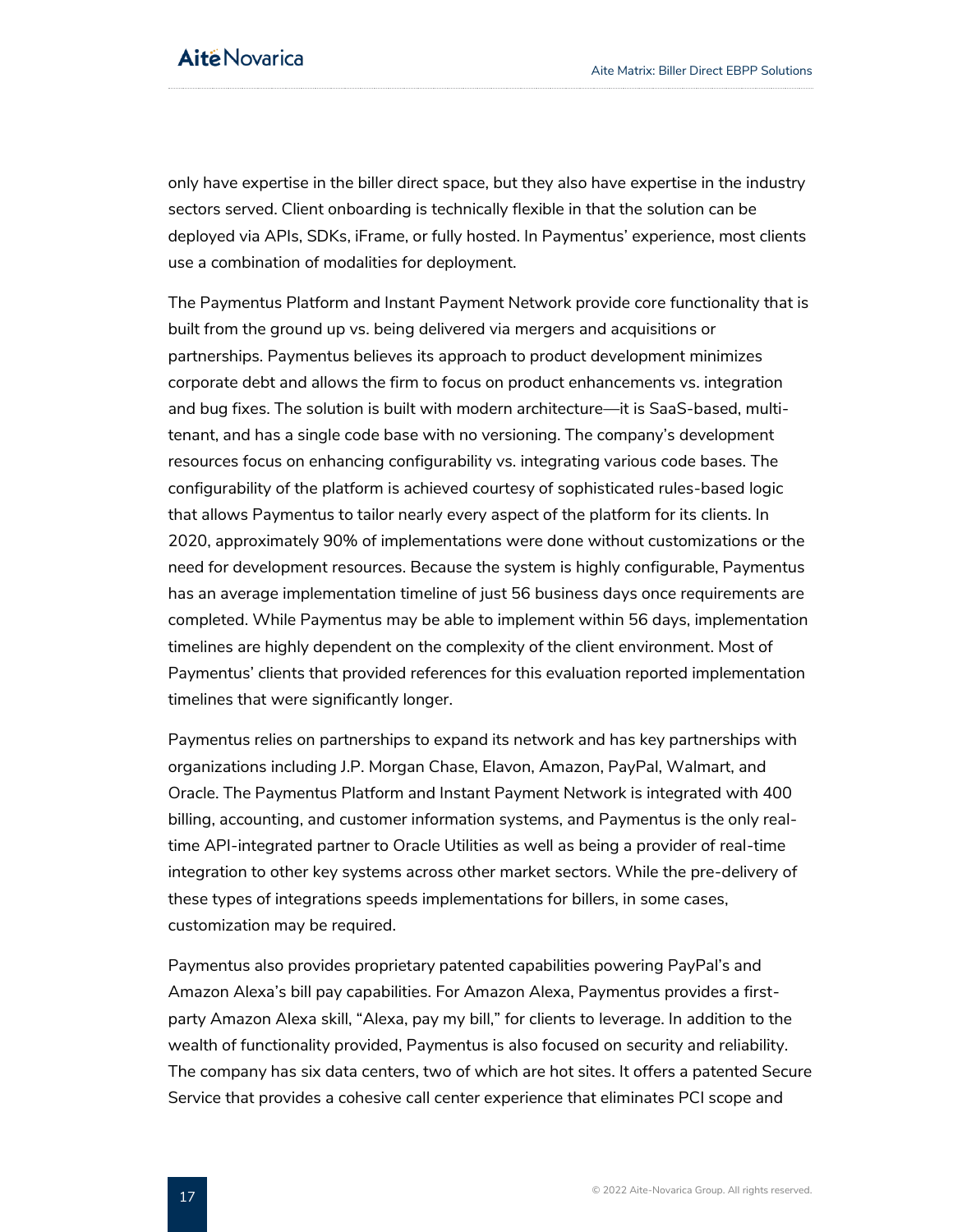only have expertise in the biller direct space, but they also have expertise in the industry sectors served. Client onboarding is technically flexible in that the solution can be deployed via APIs, SDKs, iFrame, or fully hosted. In Paymentus' experience, most clients use a combination of modalities for deployment.

The Paymentus Platform and Instant Payment Network provide core functionality that is built from the ground up vs. being delivered via mergers and acquisitions or partnerships. Paymentus believes its approach to product development minimizes corporate debt and allows the firm to focus on product enhancements vs. integration and bug fixes. The solution is built with modern architecture—it is SaaS-based, multi-tenant, and has a single code base with no versioning. The company's development resources focus on enhancing configurability vs. integrating various code bases. The configurability of the platform is achieved courtesy of sophisticated rules-based logic that allows Paymentus to tailor nearly every aspect of the platform for its clients. In 2020, approximately 90% of implementations were done without customizations or the need for development resources. Because the system is highly configurable, Paymentus has an average implementation timeline of just 56 business days once requirements are completed. While Paymentus may be able to implement within 56 days, implementation timelines are highly dependent on the complexity of the client environment. Most of Paymentus' clients that provided references for this evaluation reported implementation timelines that were significantly longer.

Paymentus relies on partnerships to expand its network and has key partnerships with organizations including J.P. Morgan Chase, Elavon, Amazon, PayPal, Walmart, and Oracle. The Paymentus Platform and Instant Payment Network is integrated with 400 billing, accounting, and customer information systems, and Paymentus is the only real-time API-integrated partner to Oracle Utilities as well as being a provider of real-time integration to other key systems across other market sectors. While the pre-delivery of these types of integrations speeds implementations for billers, in some cases, customization may be required.

Paymentus also provides proprietary patented capabilities powering PayPal's and Amazon Alexa's bill pay capabilities. For Amazon Alexa, Paymentus provides a first-party Amazon Alexa skill, "Alexa, pay my bill," for clients to leverage. In addition to the wealth of functionality provided, Paymentus is also focused on security and reliability. The company has six data centers, two of which are hot sites. It offers a patented Secure Service that provides a cohesive call center experience that eliminates PCI scope and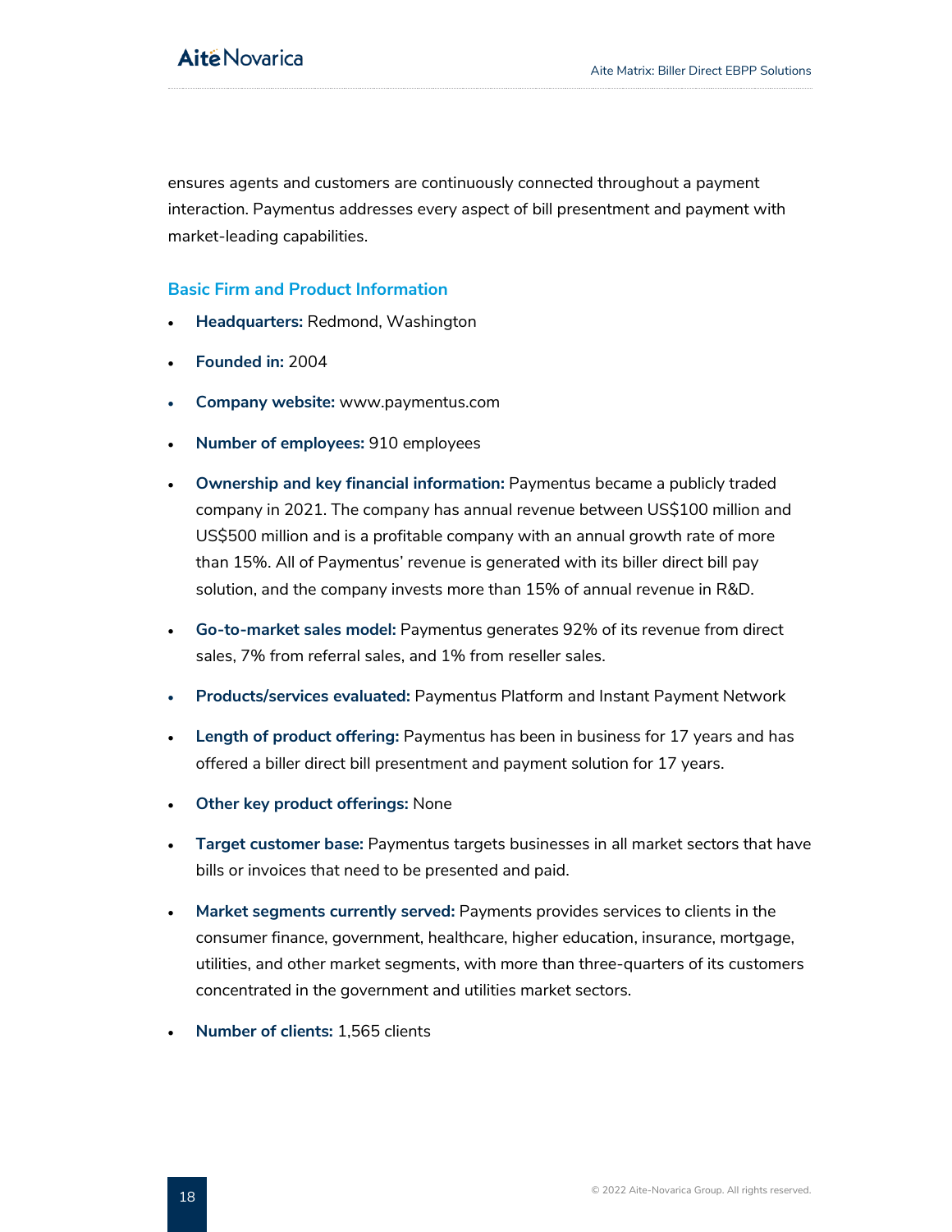ensures agents and customers are continuously connected throughout a payment interaction. Paymentus addresses every aspect of bill presentment and payment with market-leading capabilities.

### Basic Firm and Product Information

- **Headquarters:** Redmond, Washington
- **Founded in:** 2004
- **Company website:** www.paymentus.com
- **Number of employees:** 910 employees
- **Ownership and key financial information:** Paymentus became a publicly traded company in 2021. The company has annual revenue between US$100 million and US$500 million and is a profitable company with an annual growth rate of more than 15%. All of Paymentus' revenue is generated with its biller direct bill pay solution, and the company invests more than 15% of annual revenue in R&D.
- **Go-to-market sales model:** Paymentus generates 92% of its revenue from direct sales, 7% from referral sales, and 1% from reseller sales.
- **Products/services evaluated:** Paymentus Platform and Instant Payment Network
- **Length of product offering:** Paymentus has been in business for 17 years and has offered a biller direct bill presentment and payment solution for 17 years.
- **Other key product offerings:** None
- **Target customer base:** Paymentus targets businesses in all market sectors that have bills or invoices that need to be presented and paid.
- **Market segments currently served:** Payments provides services to clients in the consumer finance, government, healthcare, higher education, insurance, mortgage, utilities, and other market segments, with more than three-quarters of its customers concentrated in the government and utilities market sectors.
- **Number of clients:** 1,565 clients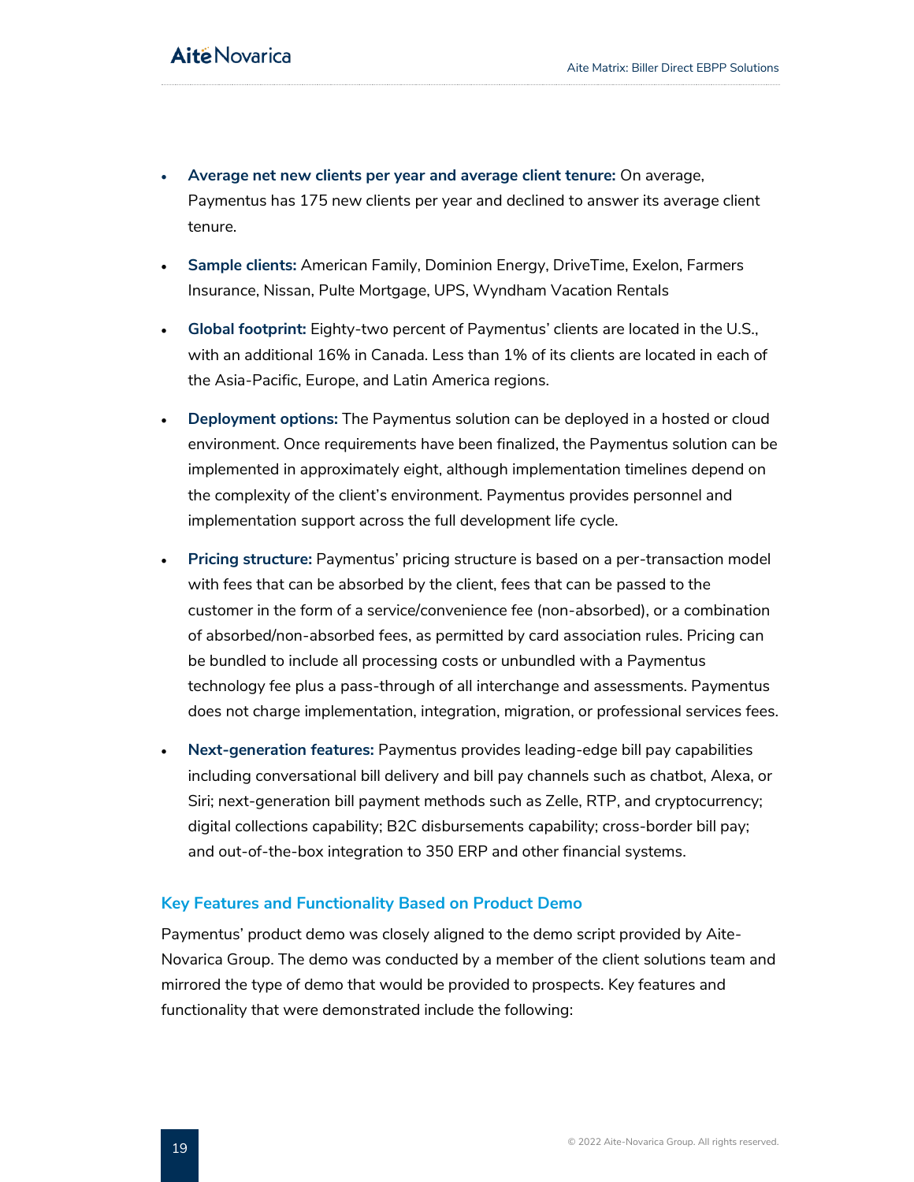- **Average net new clients per year and average client tenure:** On average, Paymentus has 175 new clients per year and declined to answer its average client tenure.
- **Sample clients:** American Family, Dominion Energy, DriveTime, Exelon, Farmers Insurance, Nissan, Pulte Mortgage, UPS, Wyndham Vacation Rentals
- **Global footprint:** Eighty-two percent of Paymentus' clients are located in the U.S., with an additional 16% in Canada. Less than 1% of its clients are located in each of the Asia-Pacific, Europe, and Latin America regions.
- **Deployment options:** The Paymentus solution can be deployed in a hosted or cloud environment. Once requirements have been finalized, the Paymentus solution can be implemented in approximately eight, although implementation timelines depend on the complexity of the client's environment. Paymentus provides personnel and implementation support across the full development life cycle.
- **Pricing structure:** Paymentus' pricing structure is based on a per-transaction model with fees that can be absorbed by the client, fees that can be passed to the customer in the form of a service/convenience fee (non-absorbed), or a combination of absorbed/non-absorbed fees, as permitted by card association rules. Pricing can be bundled to include all processing costs or unbundled with a Paymentus technology fee plus a pass-through of all interchange and assessments. Paymentus does not charge implementation, integration, migration, or professional services fees.
- **Next-generation features:** Paymentus provides leading-edge bill pay capabilities including conversational bill delivery and bill pay channels such as chatbot, Alexa, or Siri; next-generation bill payment methods such as Zelle, RTP, and cryptocurrency; digital collections capability; B2C disbursements capability; cross-border bill pay; and out-of-the-box integration to 350 ERP and other financial systems.

### Key Features and Functionality Based on Product Demo

Paymentus' product demo was closely aligned to the demo script provided by Aite-Novarica Group. The demo was conducted by a member of the client solutions team and mirrored the type of demo that would be provided to prospects. Key features and functionality that were demonstrated include the following: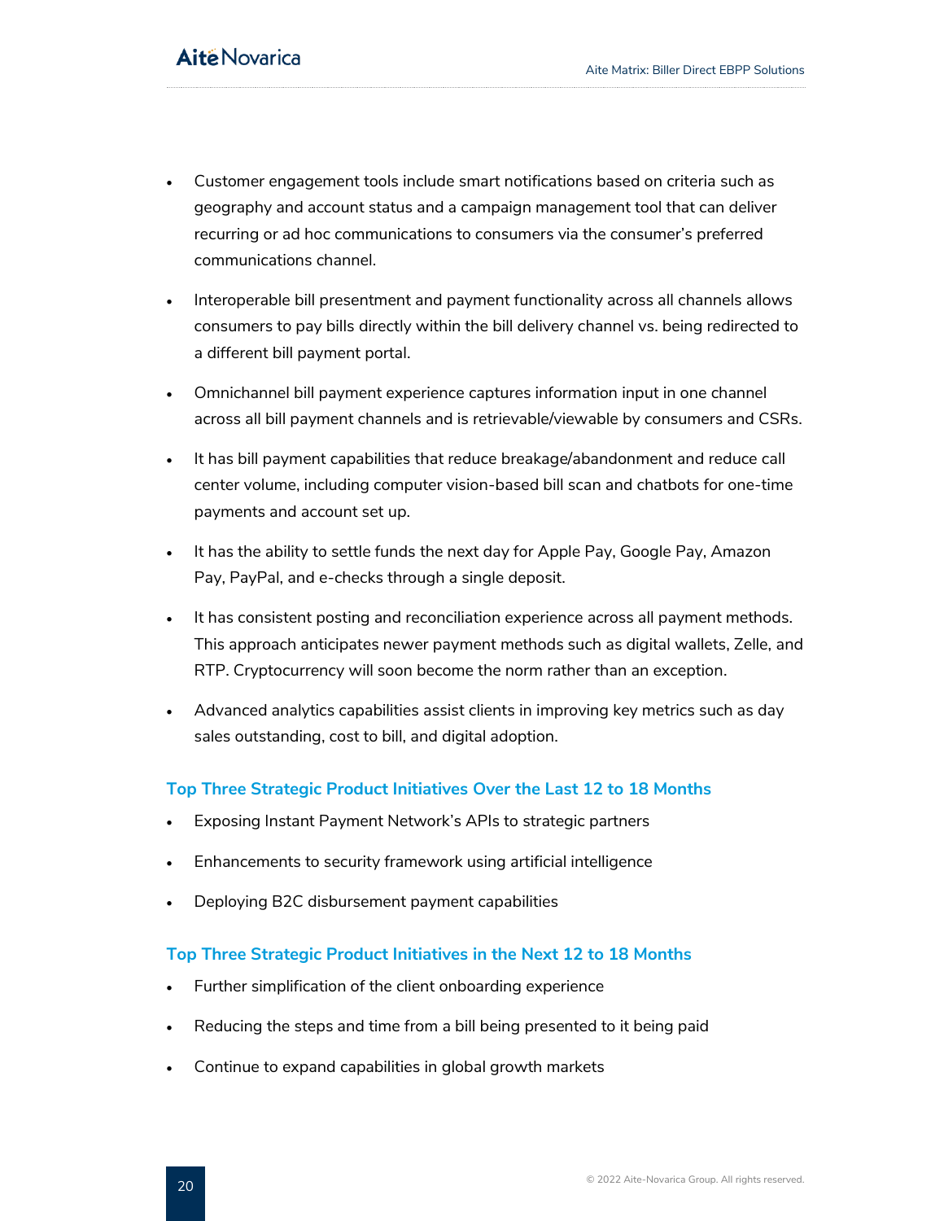- Customer engagement tools include smart notifications based on criteria such as geography and account status and a campaign management tool that can deliver recurring or ad hoc communications to consumers via the consumer's preferred communications channel.
- Interoperable bill presentment and payment functionality across all channels allows consumers to pay bills directly within the bill delivery channel vs. being redirected to a different bill payment portal.
- Omnichannel bill payment experience captures information input in one channel across all bill payment channels and is retrievable/viewable by consumers and CSRs.
- It has bill payment capabilities that reduce breakage/abandonment and reduce call center volume, including computer vision-based bill scan and chatbots for one-time payments and account set up.
- It has the ability to settle funds the next day for Apple Pay, Google Pay, Amazon Pay, PayPal, and e-checks through a single deposit.
- It has consistent posting and reconciliation experience across all payment methods. This approach anticipates newer payment methods such as digital wallets, Zelle, and RTP. Cryptocurrency will soon become the norm rather than an exception.
- Advanced analytics capabilities assist clients in improving key metrics such as day sales outstanding, cost to bill, and digital adoption.

### Top Three Strategic Product Initiatives Over the Last 12 to 18 Months

- Exposing Instant Payment Network's APIs to strategic partners
- Enhancements to security framework using artificial intelligence
- Deploying B2C disbursement payment capabilities

### Top Three Strategic Product Initiatives in the Next 12 to 18 Months

- Further simplification of the client onboarding experience
- Reducing the steps and time from a bill being presented to it being paid
- Continue to expand capabilities in global growth markets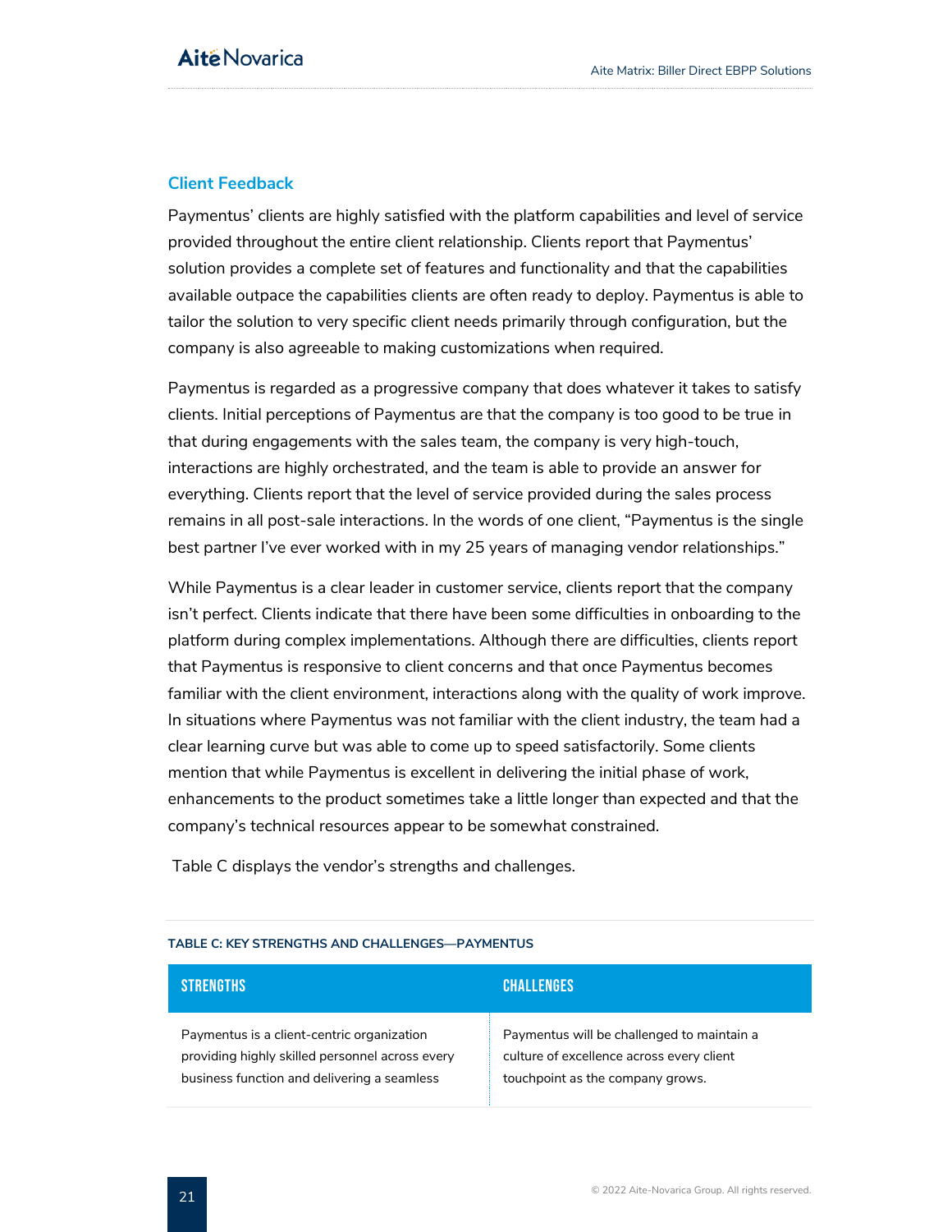### Client Feedback

Paymentus' clients are highly satisfied with the platform capabilities and level of service provided throughout the entire client relationship. Clients report that Paymentus' solution provides a complete set of features and functionality and that the capabilities available outpace the capabilities clients are often ready to deploy. Paymentus is able to tailor the solution to very specific client needs primarily through configuration, but the company is also agreeable to making customizations when required.

Paymentus is regarded as a progressive company that does whatever it takes to satisfy clients. Initial perceptions of Paymentus are that the company is too good to be true in that during engagements with the sales team, the company is very high-touch, interactions are highly orchestrated, and the team is able to provide an answer for everything. Clients report that the level of service provided during the sales process remains in all post-sale interactions. In the words of one client, "Paymentus is the single best partner I've ever worked with in my 25 years of managing vendor relationships."

While Paymentus is a clear leader in customer service, clients report that the company isn't perfect. Clients indicate that there have been some difficulties in onboarding to the platform during complex implementations. Although there are difficulties, clients report that Paymentus is responsive to client concerns and that once Paymentus becomes familiar with the client environment, interactions along with the quality of work improve. In situations where Paymentus was not familiar with the client industry, the team had a clear learning curve but was able to come up to speed satisfactorily. Some clients mention that while Paymentus is excellent in delivering the initial phase of work, enhancements to the product sometimes take a little longer than expected and that the company's technical resources appear to be somewhat constrained.

Table C displays the vendor's strengths and challenges.

**TABLE C: KEY STRENGTHS AND CHALLENGES—PAYMENTUS**

| STRENGTHS | CHALLENGES |
|---|---|
| Paymentus is a client-centric organization providing highly skilled personnel across every business function and delivering a seamless | Paymentus will be challenged to maintain a culture of excellence across every client touchpoint as the company grows. |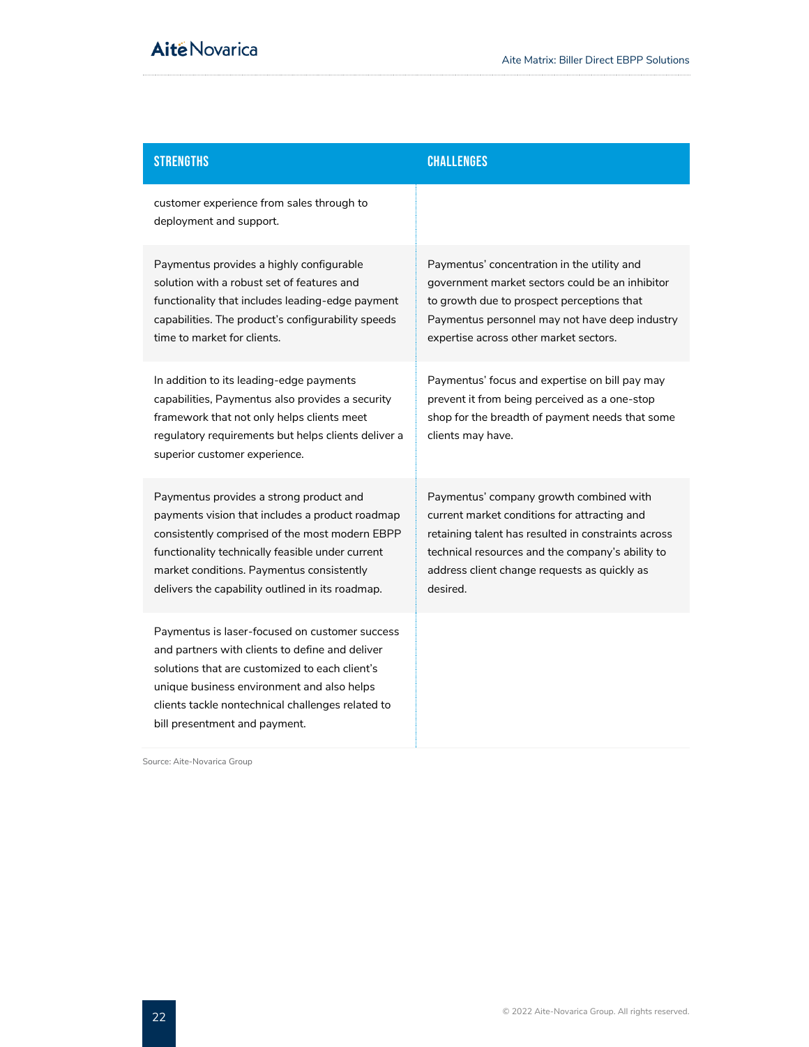| STRENGTHS | CHALLENGES |
|---|---|
| customer experience from sales through to deployment and support. | |
| Paymentus provides a highly configurable solution with a robust set of features and functionality that includes leading-edge payment capabilities. The product's configurability speeds time to market for clients. | Paymentus' concentration in the utility and government market sectors could be an inhibitor to growth due to prospect perceptions that Paymentus personnel may not have deep industry expertise across other market sectors. |
| In addition to its leading-edge payments capabilities, Paymentus also provides a security framework that not only helps clients meet regulatory requirements but helps clients deliver a superior customer experience. | Paymentus' focus and expertise on bill pay may prevent it from being perceived as a one-stop shop for the breadth of payment needs that some clients may have. |
| Paymentus provides a strong product and payments vision that includes a product roadmap consistently comprised of the most modern EBPP functionality technically feasible under current market conditions. Paymentus consistently delivers the capability outlined in its roadmap. | Paymentus' company growth combined with current market conditions for attracting and retaining talent has resulted in constraints across technical resources and the company's ability to address client change requests as quickly as desired. |
| Paymentus is laser-focused on customer success and partners with clients to define and deliver solutions that are customized to each client's unique business environment and also helps clients tackle nontechnical challenges related to bill presentment and payment. | |

Source: Aite-Novarica Group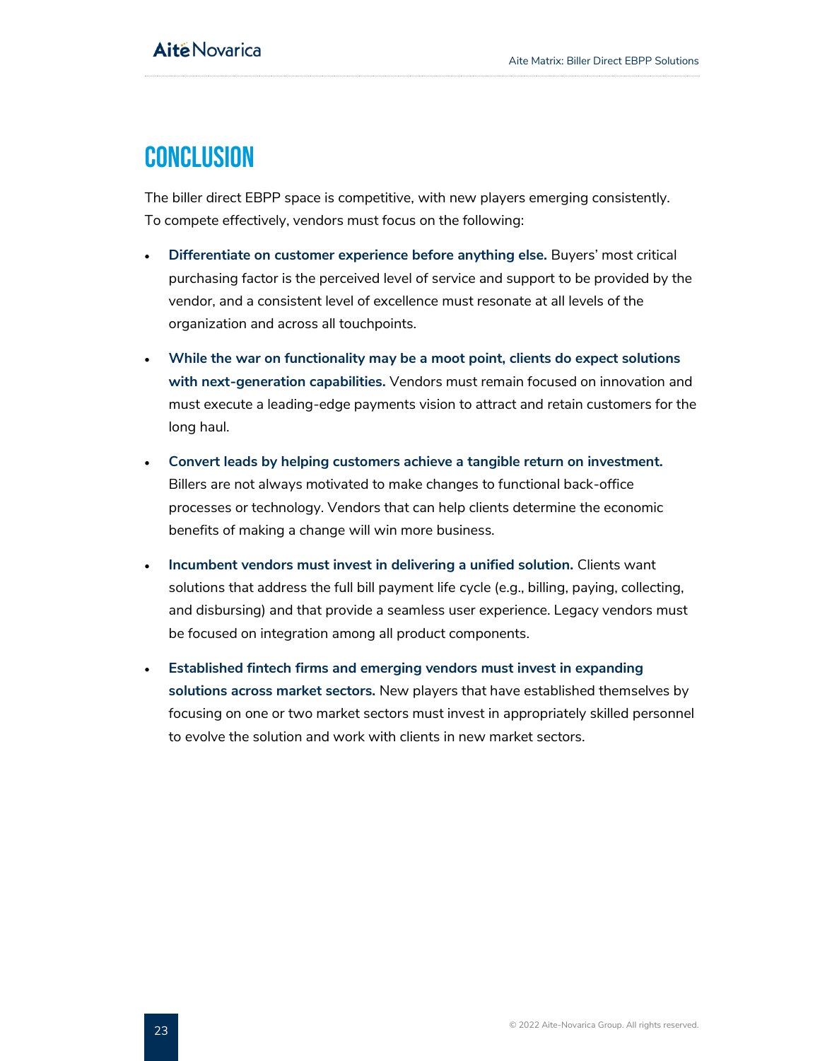# CONCLUSION

The biller direct EBPP space is competitive, with new players emerging consistently. To compete effectively, vendors must focus on the following:

- **Differentiate on customer experience before anything else.** Buyers' most critical purchasing factor is the perceived level of service and support to be provided by the vendor, and a consistent level of excellence must resonate at all levels of the organization and across all touchpoints.
- **While the war on functionality may be a moot point, clients do expect solutions with next-generation capabilities.** Vendors must remain focused on innovation and must execute a leading-edge payments vision to attract and retain customers for the long haul.
- **Convert leads by helping customers achieve a tangible return on investment.** Billers are not always motivated to make changes to functional back-office processes or technology. Vendors that can help clients determine the economic benefits of making a change will win more business.
- **Incumbent vendors must invest in delivering a unified solution.** Clients want solutions that address the full bill payment life cycle (e.g., billing, paying, collecting, and disbursing) and that provide a seamless user experience. Legacy vendors must be focused on integration among all product components.
- **Established fintech firms and emerging vendors must invest in expanding solutions across market sectors.** New players that have established themselves by focusing on one or two market sectors must invest in appropriately skilled personnel to evolve the solution and work with clients in new market sectors.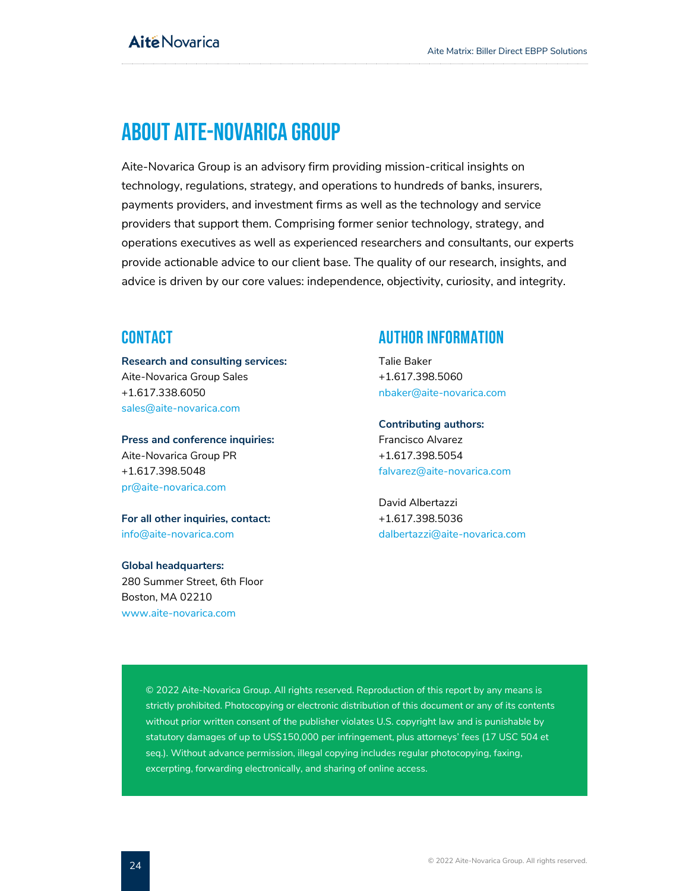# ABOUT AITE-NOVARICA GROUP

Aite-Novarica Group is an advisory firm providing mission-critical insights on technology, regulations, strategy, and operations to hundreds of banks, insurers, payments providers, and investment firms as well as the technology and service providers that support them. Comprising former senior technology, strategy, and operations executives as well as experienced researchers and consultants, our experts provide actionable advice to our client base. The quality of our research, insights, and advice is driven by our core values: independence, objectivity, curiosity, and integrity.

## CONTACT

**Research and consulting services:**
Aite-Novarica Group Sales
+1.617.338.6050
sales@aite-novarica.com

**Press and conference inquiries:**
Aite-Novarica Group PR
+1.617.398.5048
pr@aite-novarica.com

**For all other inquiries, contact:**
info@aite-novarica.com

**Global headquarters:**
280 Summer Street, 6th Floor
Boston, MA 02210
www.aite-novarica.com

## AUTHOR INFORMATION

Talie Baker
+1.617.398.5060
nbaker@aite-novarica.com

**Contributing authors:**
Francisco Alvarez
+1.617.398.5054
falvarez@aite-novarica.com

David Albertazzi
+1.617.398.5036
dalbertazzi@aite-novarica.com

© 2022 Aite-Novarica Group. All rights reserved. Reproduction of this report by any means is strictly prohibited. Photocopying or electronic distribution of this document or any of its contents without prior written consent of the publisher violates U.S. copyright law and is punishable by statutory damages of up to US$150,000 per infringement, plus attorneys' fees (17 USC 504 et seq.). Without advance permission, illegal copying includes regular photocopying, faxing, excerpting, forwarding electronically, and sharing of online access.